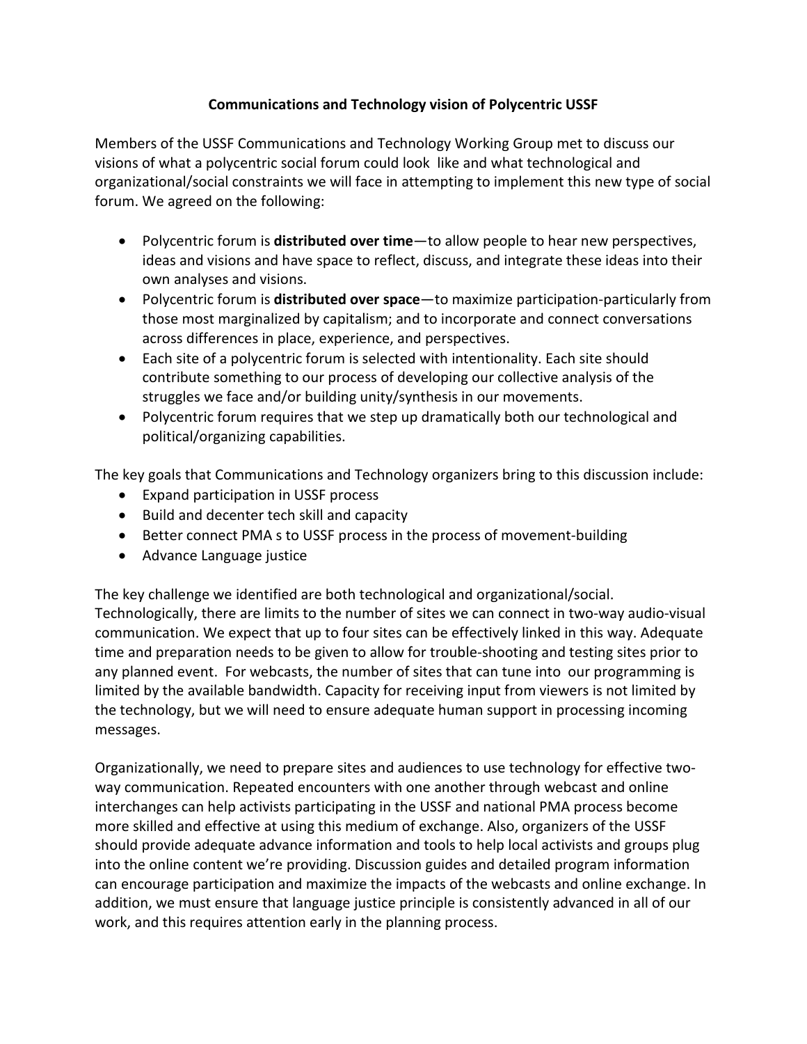# Communications and Technology vision of Polycentric USSF

Members of the USSF Communications and Technology Working Group met to discuss our visions of what a polycentric social forum could look like and what technological and organizational/social constraints we will face in attempting to implement this new type of social forum. We agreed on the following:

- Polycentric forum is **distributed over time**—to allow people to hear new perspectives, ideas and visions and have space to reflect, discuss, and integrate these ideas into their own analyses and visions.
- Polycentric forum is **distributed over space**—to maximize participation-particularly from those most marginalized by capitalism; and to incorporate and connect conversations across differences in place, experience, and perspectives.
- Each site of a polycentric forum is selected with intentionality. Each site should contribute something to our process of developing our collective analysis of the struggles we face and/or building unity/synthesis in our movements.
- Polycentric forum requires that we step up dramatically both our technological and political/organizing capabilities.

The key goals that Communications and Technology organizers bring to this discussion include:

- Expand participation in USSF process
- Build and decenter tech skill and capacity
- Better connect PMA s to USSF process in the process of movement-building
- Advance Language justice

The key challenge we identified are both technological and organizational/social. Technologically, there are limits to the number of sites we can connect in two-way audio-visual communication. We expect that up to four sites can be effectively linked in this way. Adequate time and preparation needs to be given to allow for trouble-shooting and testing sites prior to any planned event. For webcasts, the number of sites that can tune into our programming is limited by the available bandwidth. Capacity for receiving input from viewers is not limited by the technology, but we will need to ensure adequate human support in processing incoming messages.

Organizationally, we need to prepare sites and audiences to use technology for effective two-way communication. Repeated encounters with one another through webcast and online interchanges can help activists participating in the USSF and national PMA process become more skilled and effective at using this medium of exchange. Also, organizers of the USSF should provide adequate advance information and tools to help local activists and groups plug into the online content we're providing. Discussion guides and detailed program information can encourage participation and maximize the impacts of the webcasts and online exchange. In addition, we must ensure that language justice principle is consistently advanced in all of our work, and this requires attention early in the planning process.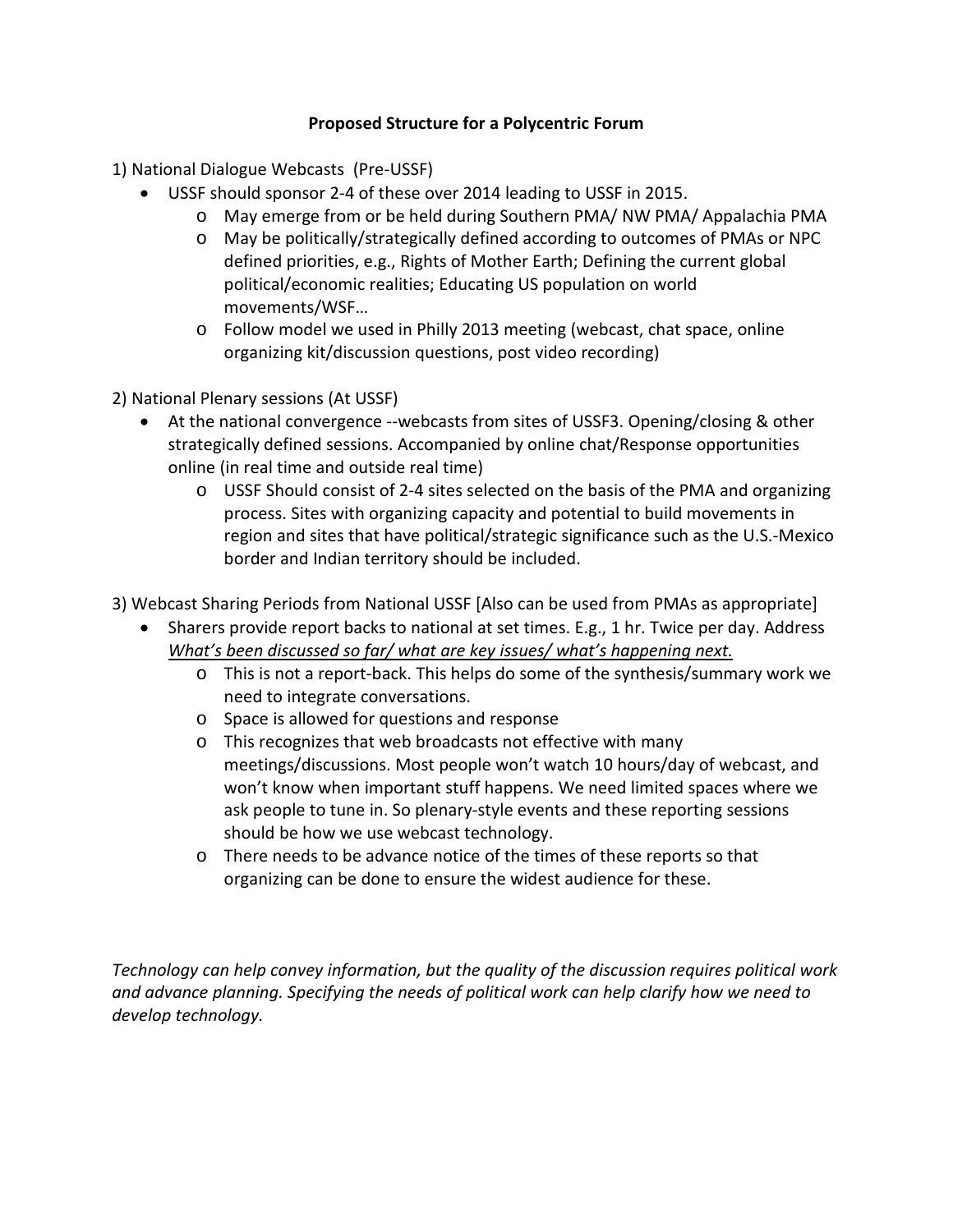**Proposed Structure for a Polycentric Forum**

1) National Dialogue Webcasts (Pre-USSF)

- USSF should sponsor 2-4 of these over 2014 leading to USSF in 2015.
  - May emerge from or be held during Southern PMA/ NW PMA/ Appalachia PMA
  - May be politically/strategically defined according to outcomes of PMAs or NPC defined priorities, e.g., Rights of Mother Earth; Defining the current global political/economic realities; Educating US population on world movements/WSF…
  - Follow model we used in Philly 2013 meeting (webcast, chat space, online organizing kit/discussion questions, post video recording)

2) National Plenary sessions (At USSF)

- At the national convergence --webcasts from sites of USSF3. Opening/closing & other strategically defined sessions. Accompanied by online chat/Response opportunities online (in real time and outside real time)
  - USSF Should consist of 2-4 sites selected on the basis of the PMA and organizing process. Sites with organizing capacity and potential to build movements in region and sites that have political/strategic significance such as the U.S.-Mexico border and Indian territory should be included.

3) Webcast Sharing Periods from National USSF [Also can be used from PMAs as appropriate]

- Sharers provide report backs to national at set times. E.g., 1 hr. Twice per day. Address <u>*What's been discussed so far/ what are key issues/ what's happening next.*</u>
  - This is not a report-back. This helps do some of the synthesis/summary work we need to integrate conversations.
  - Space is allowed for questions and response
  - This recognizes that web broadcasts not effective with many meetings/discussions. Most people won't watch 10 hours/day of webcast, and won't know when important stuff happens. We need limited spaces where we ask people to tune in. So plenary-style events and these reporting sessions should be how we use webcast technology.
  - There needs to be advance notice of the times of these reports so that organizing can be done to ensure the widest audience for these.

*Technology can help convey information, but the quality of the discussion requires political work and advance planning. Specifying the needs of political work can help clarify how we need to develop technology.*